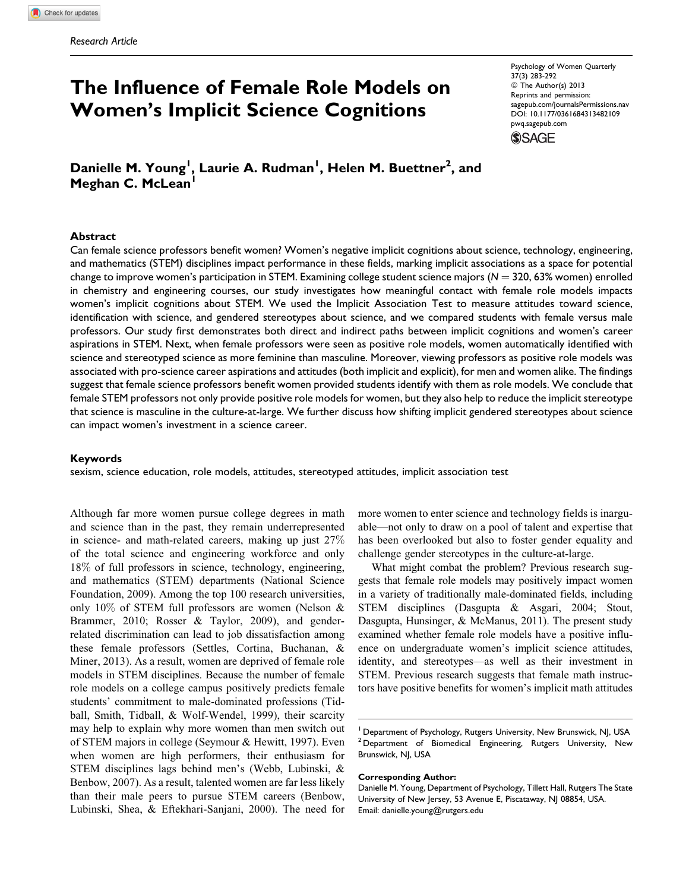Research Article

# The Influence of Female Role Models on Women's Implicit Science Cognitions

Psychology of Women Quarterly
37(3) 283-292
© The Author(s) 2013
Reprints and permission:
sagepub.com/journalsPermissions.nav
DOI: 10.1177/0361684313482109
pwq.sagepub.com

**Danielle M. Young[1], Laurie A. Rudman[1], Helen M. Buettner[2], and Meghan C. McLean[1]**

## Abstract

Can female science professors benefit women? Women's negative implicit cognitions about science, technology, engineering, and mathematics (STEM) disciplines impact performance in these fields, marking implicit associations as a space for potential change to improve women's participation in STEM. Examining college student science majors ($N = 320$, 63% women) enrolled in chemistry and engineering courses, our study investigates how meaningful contact with female role models impacts women's implicit cognitions about STEM. We used the Implicit Association Test to measure attitudes toward science, identification with science, and gendered stereotypes about science, and we compared students with female versus male professors. Our study first demonstrates both direct and indirect paths between implicit cognitions and women's career aspirations in STEM. Next, when female professors were seen as positive role models, women automatically identified with science and stereotyped science as more feminine than masculine. Moreover, viewing professors as positive role models was associated with pro-science career aspirations and attitudes (both implicit and explicit), for men and women alike. The findings suggest that female science professors benefit women provided students identify with them as role models. We conclude that female STEM professors not only provide positive role models for women, but they also help to reduce the implicit stereotype that science is masculine in the culture-at-large. We further discuss how shifting implicit gendered stereotypes about science can impact women's investment in a science career.

## Keywords

sexism, science education, role models, attitudes, stereotyped attitudes, implicit association test

Although far more women pursue college degrees in math and science than in the past, they remain underrepresented in science- and math-related careers, making up just 27% of the total science and engineering workforce and only 18% of full professors in science, technology, engineering, and mathematics (STEM) departments (National Science Foundation, 2009). Among the top 100 research universities, only 10% of STEM full professors are women (Nelson & Brammer, 2010; Rosser & Taylor, 2009), and gender-related discrimination can lead to job dissatisfaction among these female professors (Settles, Cortina, Buchanan, & Miner, 2013). As a result, women are deprived of female role models in STEM disciplines. Because the number of female role models on a college campus positively predicts female students' commitment to male-dominated professions (Tidball, Smith, Tidball, & Wolf-Wendel, 1999), their scarcity may help to explain why more women than men switch out of STEM majors in college (Seymour & Hewitt, 1997). Even when women are high performers, their enthusiasm for STEM disciplines lags behind men's (Webb, Lubinski, & Benbow, 2007). As a result, talented women are far less likely than their male peers to pursue STEM careers (Benbow, Lubinski, Shea, & Eftekhari-Sanjani, 2000). The need for more women to enter science and technology fields is inarguable—not only to draw on a pool of talent and expertise that has been overlooked but also to foster gender equality and challenge gender stereotypes in the culture-at-large.

What might combat the problem? Previous research suggests that female role models may positively impact women in a variety of traditionally male-dominated fields, including STEM disciplines (Dasgupta & Asgari, 2004; Stout, Dasgupta, Hunsinger, & McManus, 2011). The present study examined whether female role models have a positive influence on undergraduate women's implicit science attitudes, identity, and stereotypes—as well as their investment in STEM. Previous research suggests that female math instructors have positive benefits for women's implicit math attitudes

[1] Department of Psychology, Rutgers University, New Brunswick, NJ, USA
[2] Department of Biomedical Engineering, Rutgers University, New Brunswick, NJ, USA

**Corresponding Author:**
Danielle M. Young, Department of Psychology, Tillett Hall, Rutgers The State University of New Jersey, 53 Avenue E, Piscataway, NJ 08854, USA.
Email: danielle.young@rutgers.edu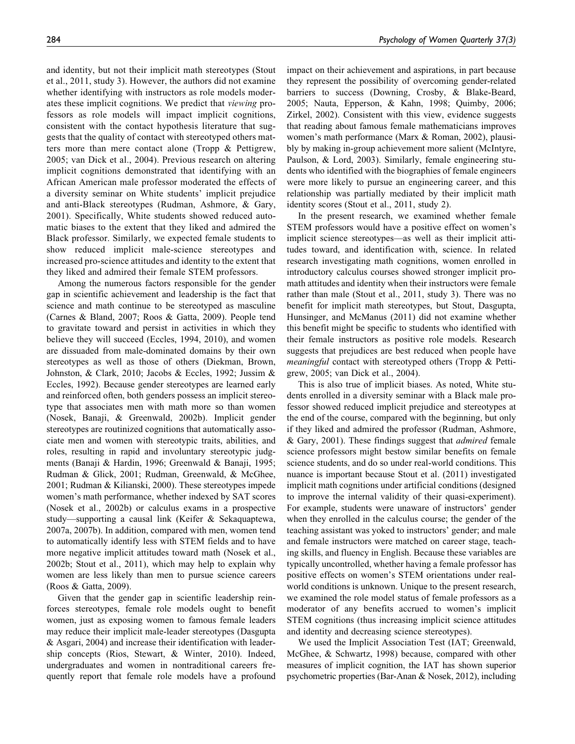and identity, but not their implicit math stereotypes (Stout et al., 2011, study 3). However, the authors did not examine whether identifying with instructors as role models moderates these implicit cognitions. We predict that *viewing* professors as role models will impact implicit cognitions, consistent with the contact hypothesis literature that suggests that the quality of contact with stereotyped others matters more than mere contact alone (Tropp & Pettigrew, 2005; van Dick et al., 2004). Previous research on altering implicit cognitions demonstrated that identifying with an African American male professor moderated the effects of a diversity seminar on White students' implicit prejudice and anti-Black stereotypes (Rudman, Ashmore, & Gary, 2001). Specifically, White students showed reduced automatic biases to the extent that they liked and admired the Black professor. Similarly, we expected female students to show reduced implicit male-science stereotypes and increased pro-science attitudes and identity to the extent that they liked and admired their female STEM professors.

Among the numerous factors responsible for the gender gap in scientific achievement and leadership is the fact that science and math continue to be stereotyped as masculine (Carnes & Bland, 2007; Roos & Gatta, 2009). People tend to gravitate toward and persist in activities in which they believe they will succeed (Eccles, 1994, 2010), and women are dissuaded from male-dominated domains by their own stereotypes as well as those of others (Diekman, Brown, Johnston, & Clark, 2010; Jacobs & Eccles, 1992; Jussim & Eccles, 1992). Because gender stereotypes are learned early and reinforced often, both genders possess an implicit stereotype that associates men with math more so than women (Nosek, Banaji, & Greenwald, 2002b). Implicit gender stereotypes are routinized cognitions that automatically associate men and women with stereotypic traits, abilities, and roles, resulting in rapid and involuntary stereotypic judgments (Banaji & Hardin, 1996; Greenwald & Banaji, 1995; Rudman & Glick, 2001; Rudman, Greenwald, & McGhee, 2001; Rudman & Kilianski, 2000). These stereotypes impede women's math performance, whether indexed by SAT scores (Nosek et al., 2002b) or calculus exams in a prospective study—supporting a causal link (Keifer & Sekaquaptewa, 2007a, 2007b). In addition, compared with men, women tend to automatically identify less with STEM fields and to have more negative implicit attitudes toward math (Nosek et al., 2002b; Stout et al., 2011), which may help to explain why women are less likely than men to pursue science careers (Roos & Gatta, 2009).

Given that the gender gap in scientific leadership reinforces stereotypes, female role models ought to benefit women, just as exposing women to famous female leaders may reduce their implicit male-leader stereotypes (Dasgupta & Asgari, 2004) and increase their identification with leadership concepts (Rios, Stewart, & Winter, 2010). Indeed, undergraduates and women in nontraditional careers frequently report that female role models have a profound impact on their achievement and aspirations, in part because they represent the possibility of overcoming gender-related barriers to success (Downing, Crosby, & Blake-Beard, 2005; Nauta, Epperson, & Kahn, 1998; Quimby, 2006; Zirkel, 2002). Consistent with this view, evidence suggests that reading about famous female mathematicians improves women's math performance (Marx & Roman, 2002), plausibly by making in-group achievement more salient (McIntyre, Paulson, & Lord, 2003). Similarly, female engineering students who identified with the biographies of female engineers were more likely to pursue an engineering career, and this relationship was partially mediated by their implicit math identity scores (Stout et al., 2011, study 2).

In the present research, we examined whether female STEM professors would have a positive effect on women's implicit science stereotypes—as well as their implicit attitudes toward, and identification with, science. In related research investigating math cognitions, women enrolled in introductory calculus courses showed stronger implicit pro-math attitudes and identity when their instructors were female rather than male (Stout et al., 2011, study 3). There was no benefit for implicit math stereotypes, but Stout, Dasgupta, Hunsinger, and McManus (2011) did not examine whether this benefit might be specific to students who identified with their female instructors as positive role models. Research suggests that prejudices are best reduced when people have *meaningful* contact with stereotyped others (Tropp & Pettigrew, 2005; van Dick et al., 2004).

This is also true of implicit biases. As noted, White students enrolled in a diversity seminar with a Black male professor showed reduced implicit prejudice and stereotypes at the end of the course, compared with the beginning, but only if they liked and admired the professor (Rudman, Ashmore, & Gary, 2001). These findings suggest that *admired* female science professors might bestow similar benefits on female science students, and do so under real-world conditions. This nuance is important because Stout et al. (2011) investigated implicit math cognitions under artificial conditions (designed to improve the internal validity of their quasi-experiment). For example, students were unaware of instructors' gender when they enrolled in the calculus course; the gender of the teaching assistant was yoked to instructors' gender; and male and female instructors were matched on career stage, teaching skills, and fluency in English. Because these variables are typically uncontrolled, whether having a female professor has positive effects on women's STEM orientations under real-world conditions is unknown. Unique to the present research, we examined the role model status of female professors as a moderator of any benefits accrued to women's implicit STEM cognitions (thus increasing implicit science attitudes and identity and decreasing science stereotypes).

We used the Implicit Association Test (IAT; Greenwald, McGhee, & Schwartz, 1998) because, compared with other measures of implicit cognition, the IAT has shown superior psychometric properties (Bar-Anan & Nosek, 2012), including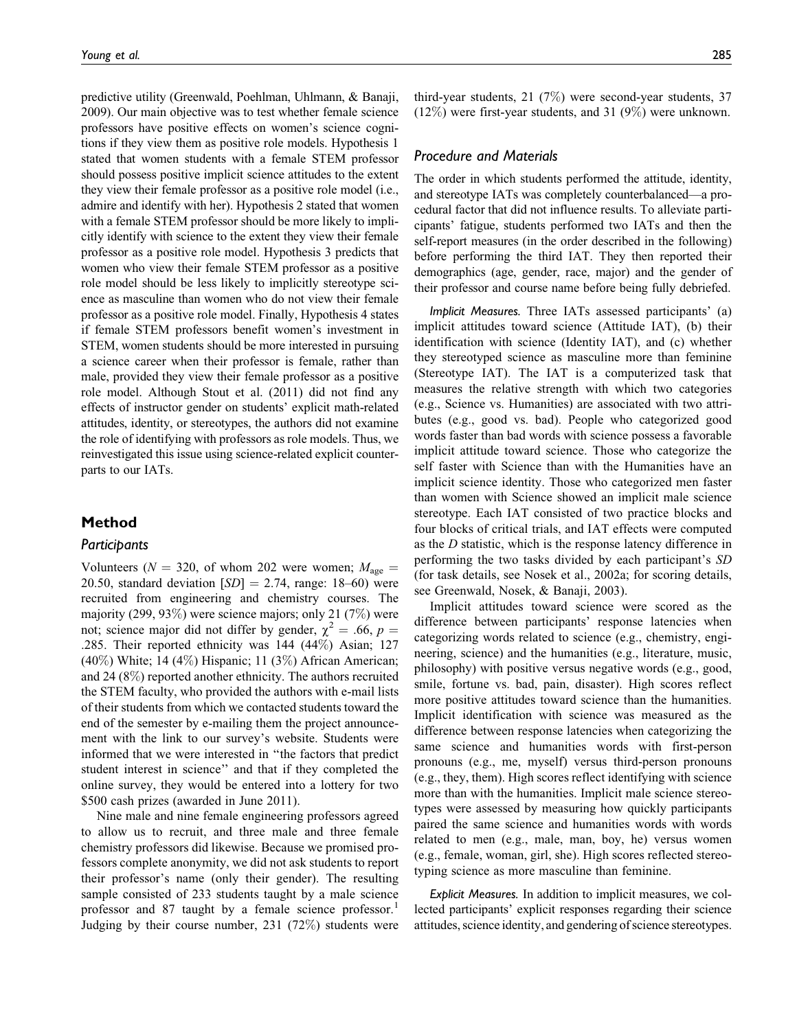predictive utility (Greenwald, Poehlman, Uhlmann, & Banaji, 2009). Our main objective was to test whether female science professors have positive effects on women's science cognitions if they view them as positive role models. Hypothesis 1 stated that women students with a female STEM professor should possess positive implicit science attitudes to the extent they view their female professor as a positive role model (i.e., admire and identify with her). Hypothesis 2 stated that women with a female STEM professor should be more likely to implicitly identify with science to the extent they view their female professor as a positive role model. Hypothesis 3 predicts that women who view their female STEM professor as a positive role model should be less likely to implicitly stereotype science as masculine than women who do not view their female professor as a positive role model. Finally, Hypothesis 4 states if female STEM professors benefit women's investment in STEM, women students should be more interested in pursuing a science career when their professor is female, rather than male, provided they view their female professor as a positive role model. Although Stout et al. (2011) did not find any effects of instructor gender on students' explicit math-related attitudes, identity, or stereotypes, the authors did not examine the role of identifying with professors as role models. Thus, we reinvestigated this issue using science-related explicit counterparts to our IATs.

## Method

### Participants

Volunteers ($N$ = 320, of whom 202 were women; $M_{\text{age}}$ = 20.50, standard deviation [$SD$] = 2.74, range: 18–60) were recruited from engineering and chemistry courses. The majority (299, 93%) were science majors; only 21 (7%) were not; science major did not differ by gender, $\chi^2$ = .66, $p$ = .285. Their reported ethnicity was 144 (44%) Asian; 127 (40%) White; 14 (4%) Hispanic; 11 (3%) African American; and 24 (8%) reported another ethnicity. The authors recruited the STEM faculty, who provided the authors with e-mail lists of their students from which we contacted students toward the end of the semester by e-mailing them the project announcement with the link to our survey's website. Students were informed that we were interested in "the factors that predict student interest in science" and that if they completed the online survey, they would be entered into a lottery for two $500 cash prizes (awarded in June 2011).

Nine male and nine female engineering professors agreed to allow us to recruit, and three male and three female chemistry professors did likewise. Because we promised professors complete anonymity, we did not ask students to report their professor's name (only their gender). The resulting sample consisted of 233 students taught by a male science professor and 87 taught by a female science professor.[1] Judging by their course number, 231 (72%) students were third-year students, 21 (7%) were second-year students, 37 (12%) were first-year students, and 31 (9%) were unknown.

### Procedure and Materials

The order in which students performed the attitude, identity, and stereotype IATs was completely counterbalanced—a procedural factor that did not influence results. To alleviate participants' fatigue, students performed two IATs and then the self-report measures (in the order described in the following) before performing the third IAT. They then reported their demographics (age, gender, race, major) and the gender of their professor and course name before being fully debriefed.

*Implicit Measures.* Three IATs assessed participants' (a) implicit attitudes toward science (Attitude IAT), (b) their identification with science (Identity IAT), and (c) whether they stereotyped science as masculine more than feminine (Stereotype IAT). The IAT is a computerized task that measures the relative strength with which two categories (e.g., Science vs. Humanities) are associated with two attributes (e.g., good vs. bad). People who categorized good words faster than bad words with science possess a favorable implicit attitude toward science. Those who categorize the self faster with Science than with the Humanities have an implicit science identity. Those who categorized men faster than women with Science showed an implicit male science stereotype. Each IAT consisted of two practice blocks and four blocks of critical trials, and IAT effects were computed as the $D$ statistic, which is the response latency difference in performing the two tasks divided by each participant's $SD$ (for task details, see Nosek et al., 2002a; for scoring details, see Greenwald, Nosek, & Banaji, 2003).

Implicit attitudes toward science were scored as the difference between participants' response latencies when categorizing words related to science (e.g., chemistry, engineering, science) and the humanities (e.g., literature, music, philosophy) with positive versus negative words (e.g., good, smile, fortune vs. bad, pain, disaster). High scores reflect more positive attitudes toward science than the humanities. Implicit identification with science was measured as the difference between response latencies when categorizing the same science and humanities words with first-person pronouns (e.g., me, myself) versus third-person pronouns (e.g., they, them). High scores reflect identifying with science more than with the humanities. Implicit male science stereotypes were assessed by measuring how quickly participants paired the same science and humanities words with words related to men (e.g., male, man, boy, he) versus women (e.g., female, woman, girl, she). High scores reflected stereotyping science as more masculine than feminine.

*Explicit Measures.* In addition to implicit measures, we collected participants' explicit responses regarding their science attitudes, science identity, and gendering of science stereotypes.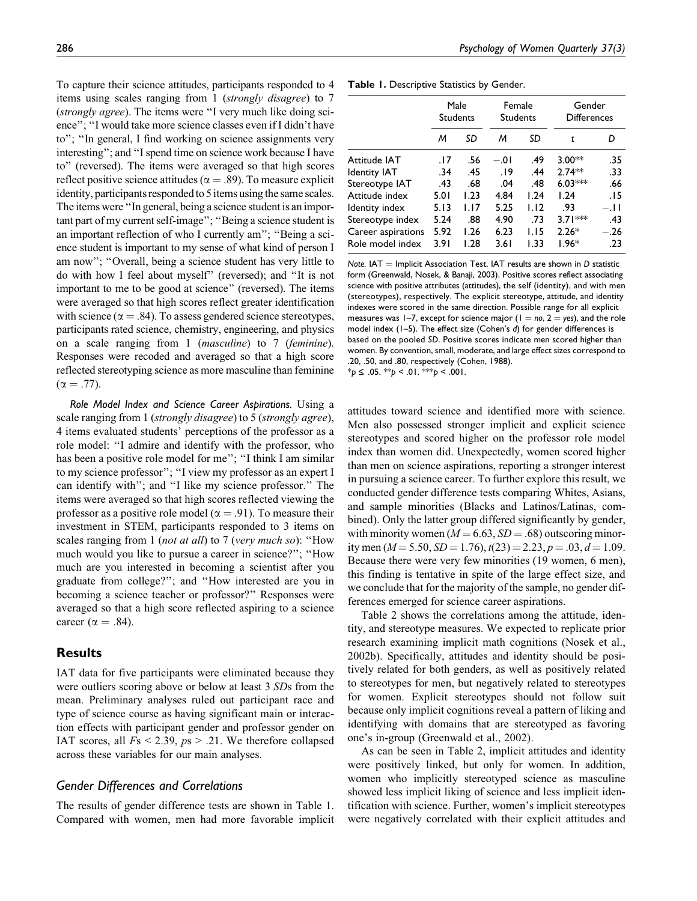To capture their science attitudes, participants responded to 4 items using scales ranging from 1 (*strongly disagree*) to 7 (*strongly agree*). The items were "I very much like doing science"; "I would take more science classes even if I didn't have to"; "In general, I find working on science assignments very interesting"; and "I spend time on science work because I have to" (reversed). The items were averaged so that high scores reflect positive science attitudes ($\alpha = .89$). To measure explicit identity, participants responded to 5 items using the same scales. The items were "In general, being a science student is an important part of my current self-image"; "Being a science student is an important reflection of who I currently am"; "Being a science student is important to my sense of what kind of person I am now"; "Overall, being a science student has very little to do with how I feel about myself" (reversed); and "It is not important to me to be good at science" (reversed). The items were averaged so that high scores reflect greater identification with science ($\alpha = .84$). To assess gendered science stereotypes, participants rated science, chemistry, engineering, and physics on a scale ranging from 1 (*masculine*) to 7 (*feminine*). Responses were recoded and averaged so that a high score reflected stereotyping science as more masculine than feminine ($\alpha = .77$).

*Role Model Index and Science Career Aspirations.* Using a scale ranging from 1 (*strongly disagree*) to 5 (*strongly agree*), 4 items evaluated students' perceptions of the professor as a role model: "I admire and identify with the professor, who has been a positive role model for me"; "I think I am similar to my science professor"; "I view my professor as an expert I can identify with"; and "I like my science professor." The items were averaged so that high scores reflected viewing the professor as a positive role model ($\alpha = .91$). To measure their investment in STEM, participants responded to 3 items on scales ranging from 1 (*not at all*) to 7 (*very much so*): "How much would you like to pursue a career in science?"; "How much are you interested in becoming a scientist after you graduate from college?"; and "How interested are you in becoming a science teacher or professor?" Responses were averaged so that a high score reflected aspiring to a science career ($\alpha = .84$).

## Results

IAT data for five participants were eliminated because they were outliers scoring above or below at least 3 *SD*s from the mean. Preliminary analyses ruled out participant race and type of science course as having significant main or interaction effects with participant gender and professor gender on IAT scores, all $F$s < 2.39, $p$s > .21. We therefore collapsed across these variables for our main analyses.

### Gender Differences and Correlations

The results of gender difference tests are shown in Table 1. Compared with women, men had more favorable implicit attitudes toward science and identified more with science. Men also possessed stronger implicit and explicit science stereotypes and scored higher on the professor role model index than women did. Unexpectedly, women scored higher than men on science aspirations, reporting a stronger interest in pursuing a science career. To further explore this result, we conducted gender difference tests comparing Whites, Asians, and sample minorities (Blacks and Latinos/Latinas, combined). Only the latter group differed significantly by gender, with minority women ($M = 6.63$, $SD = .68$) outscoring minority men ($M = 5.50$, $SD = 1.76$), $t(23) = 2.23$, $p = .03$, $d = 1.09$. Because there were very few minorities (19 women, 6 men), this finding is tentative in spite of the large effect size, and we conclude that for the majority of the sample, no gender differences emerged for science career aspirations.

**Table 1.** Descriptive Statistics by Gender.

| | Male Students | | Female Students | | Gender Differences | |
|---|---|---|---|---|---|---|
| | *M* | *SD* | *M* | *SD* | *t* | *D* |
| Attitude IAT | .17 | .56 | −.01 | .49 | 3.00** | .35 |
| Identity IAT | .34 | .45 | .19 | .44 | 2.74** | .33 |
| Stereotype IAT | .43 | .68 | .04 | .48 | 6.03*** | .66 |
| Attitude index | 5.01 | 1.23 | 4.84 | 1.24 | 1.24 | .15 |
| Identity index | 5.13 | 1.17 | 5.25 | 1.12 | .93 | −.11 |
| Stereotype index | 5.24 | .88 | 4.90 | .73 | 3.71*** | .43 |
| Career aspirations | 5.92 | 1.26 | 6.23 | 1.15 | 2.26* | −.26 |
| Role model index | 3.91 | 1.28 | 3.61 | 1.33 | 1.96* | .23 |

*Note.* IAT = Implicit Association Test. IAT results are shown in *D* statistic form (Greenwald, Nosek, & Banaji, 2003). Positive scores reflect associating science with positive attributes (attitudes), the self (identity), and with men (stereotypes), respectively. The explicit stereotype, attitude, and identity indexes were scored in the same direction. Possible range for all explicit measures was 1–7, except for science major (1 = *no*, 2 = *yes*), and the role model index (1–5). The effect size (Cohen's *d*) for gender differences is based on the pooled *SD*. Positive scores indicate men scored higher than women. By convention, small, moderate, and large effect sizes correspond to .20, .50, and .80, respectively (Cohen, 1988).
*$p \le .05$. **$p < .01$. ***$p < .001$.

Table 2 shows the correlations among the attitude, identity, and stereotype measures. We expected to replicate prior research examining implicit math cognitions (Nosek et al., 2002b). Specifically, attitudes and identity should be positively related for both genders, as well as positively related to stereotypes for men, but negatively related to stereotypes for women. Explicit stereotypes should not follow suit because only implicit cognitions reveal a pattern of liking and identifying with domains that are stereotyped as favoring one's in-group (Greenwald et al., 2002).

As can be seen in Table 2, implicit attitudes and identity were positively linked, but only for women. In addition, women who implicitly stereotyped science as masculine showed less implicit liking of science and less implicit identification with science. Further, women's implicit stereotypes were negatively correlated with their explicit attitudes and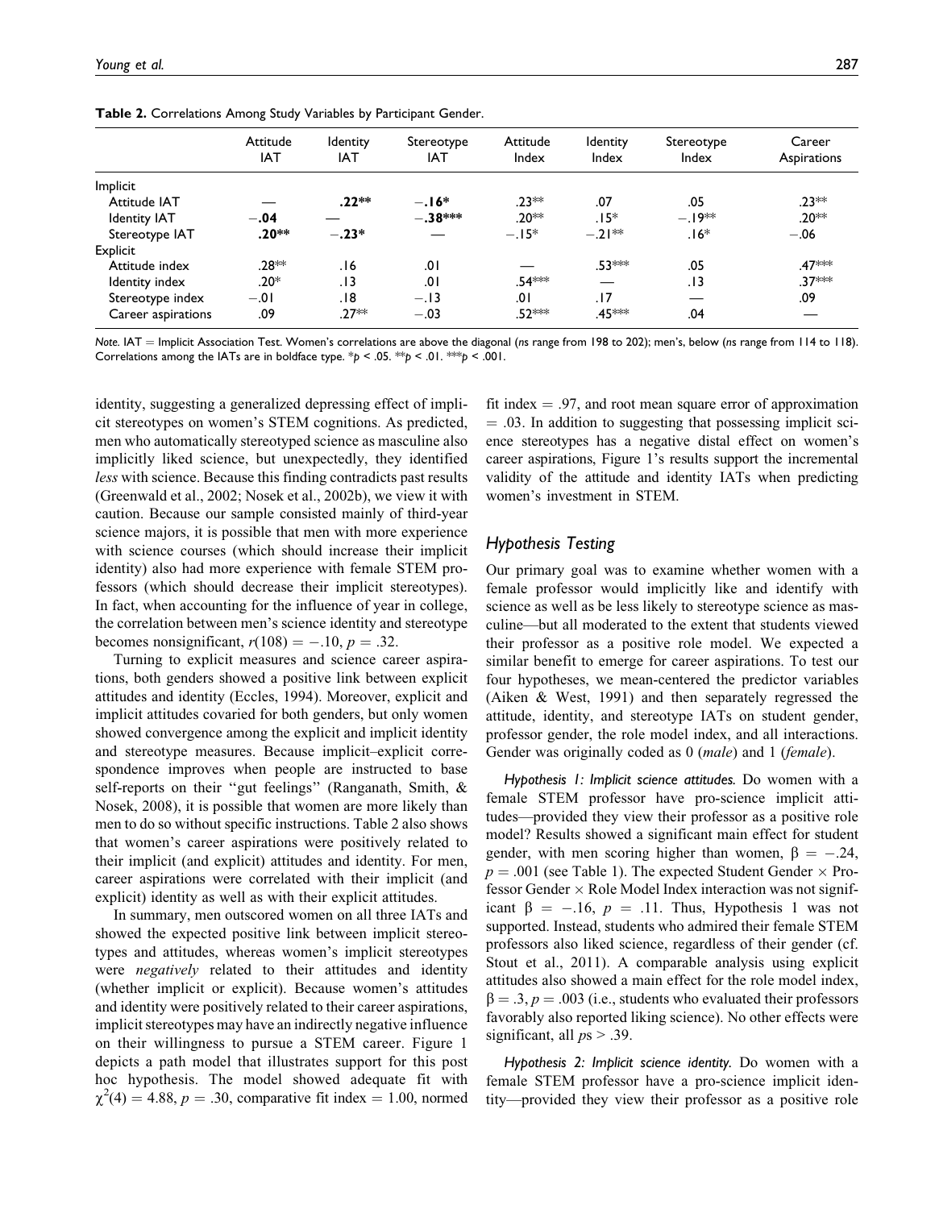**Table 2.** Correlations Among Study Variables by Participant Gender.

| | Attitude IAT | Identity IAT | Stereotype IAT | Attitude Index | Identity Index | Stereotype Index | Career Aspirations |
|---|---|---|---|---|---|---|---|
| Implicit | | | | | | | |
| Attitude IAT | — | **.22**\*\* | **−.16**\* | .23\*\* | .07 | .05 | .23\*\* |
| Identity IAT | **−.04** | — | **−.38**\*\*\* | .20\*\* | .15\* | −.19\*\* | .20\*\* |
| Stereotype IAT | **.20**\*\* | **−.23**\* | — | −.15\* | −.21\*\* | .16\* | −.06 |
| Explicit | | | | | | | |
| Attitude index | .28\*\* | .16 | .01 | — | .53\*\*\* | .05 | .47\*\*\* |
| Identity index | .20\* | .13 | .01 | .54\*\*\* | — | .13 | .37\*\*\* |
| Stereotype index | −.01 | .18 | −.13 | .01 | .17 | — | .09 |
| Career aspirations | .09 | .27\*\* | −.03 | .52\*\*\* | .45\*\*\* | .04 | — |

*Note.* IAT = Implicit Association Test. Women's correlations are above the diagonal (*n*s range from 198 to 202); men's, below (*n*s range from 114 to 118). Correlations among the IATs are in boldface type. \*$p < .05$. \*\*$p < .01$. \*\*\*$p < .001$.

identity, suggesting a generalized depressing effect of implicit stereotypes on women's STEM cognitions. As predicted, men who automatically stereotyped science as masculine also implicitly liked science, but unexpectedly, they identified *less* with science. Because this finding contradicts past results (Greenwald et al., 2002; Nosek et al., 2002b), we view it with caution. Because our sample consisted mainly of third-year science majors, it is possible that men with more experience with science courses (which should increase their implicit identity) also had more experience with female STEM professors (which should decrease their implicit stereotypes). In fact, when accounting for the influence of year in college, the correlation between men's science identity and stereotype becomes nonsignificant, $r(108) = -.10$, $p = .32$.

Turning to explicit measures and science career aspirations, both genders showed a positive link between explicit attitudes and identity (Eccles, 1994). Moreover, explicit and implicit attitudes covaried for both genders, but only women showed convergence among the explicit and implicit identity and stereotype measures. Because implicit–explicit correspondence improves when people are instructed to base self-reports on their "gut feelings" (Ranganath, Smith, & Nosek, 2008), it is possible that women are more likely than men to do so without specific instructions. Table 2 also shows that women's career aspirations were positively related to their implicit (and explicit) attitudes and identity. For men, career aspirations were correlated with their implicit (and explicit) identity as well as with their explicit attitudes.

In summary, men outscored women on all three IATs and showed the expected positive link between implicit stereotypes and attitudes, whereas women's implicit stereotypes were *negatively* related to their attitudes and identity (whether implicit or explicit). Because women's attitudes and identity were positively related to their career aspirations, implicit stereotypes may have an indirectly negative influence on their willingness to pursue a STEM career. Figure 1 depicts a path model that illustrates support for this post hoc hypothesis. The model showed adequate fit with $\chi^2(4) = 4.88$, $p = .30$, comparative fit index = 1.00, normed fit index = .97, and root mean square error of approximation = .03. In addition to suggesting that possessing implicit science stereotypes has a negative distal effect on women's career aspirations, Figure 1's results support the incremental validity of the attitude and identity IATs when predicting women's investment in STEM.

## Hypothesis Testing

Our primary goal was to examine whether women with a female professor would implicitly like and identify with science as well as be less likely to stereotype science as masculine—but all moderated to the extent that students viewed their professor as a positive role model. We expected a similar benefit to emerge for career aspirations. To test our four hypotheses, we mean-centered the predictor variables (Aiken & West, 1991) and then separately regressed the attitude, identity, and stereotype IATs on student gender, professor gender, the role model index, and all interactions. Gender was originally coded as 0 (*male*) and 1 (*female*).

*Hypothesis 1: Implicit science attitudes.* Do women with a female STEM professor have pro-science implicit attitudes—provided they view their professor as a positive role model? Results showed a significant main effect for student gender, with men scoring higher than women, $\beta = -.24$, $p = .001$ (see Table 1). The expected Student Gender × Professor Gender × Role Model Index interaction was not significant $\beta = -.16$, $p = .11$. Thus, Hypothesis 1 was not supported. Instead, students who admired their female STEM professors also liked science, regardless of their gender (cf. Stout et al., 2011). A comparable analysis using explicit attitudes also showed a main effect for the role model index, $\beta = .3$, $p = .003$ (i.e., students who evaluated their professors favorably also reported liking science). No other effects were significant, all $ps > .39$.

*Hypothesis 2: Implicit science identity.* Do women with a female STEM professor have a pro-science implicit identity—provided they view their professor as a positive role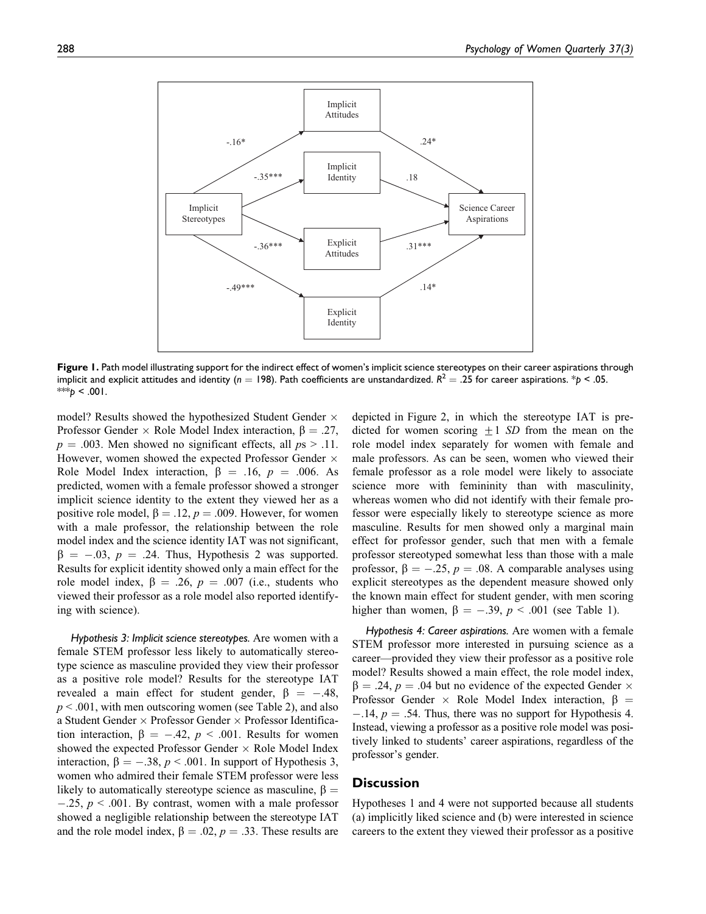**Figure 1.** Path model illustrating support for the indirect effect of women's implicit science stereotypes on their career aspirations through implicit and explicit attitudes and identity ($n = 198$). Path coefficients are unstandardized. $R^2 = .25$ for career aspirations. $^{*}p < .05$. $^{***}p < .001$.

model? Results showed the hypothesized Student Gender × Professor Gender × Role Model Index interaction, $\beta = .27$, $p = .003$. Men showed no significant effects, all $ps > .11$. However, women showed the expected Professor Gender × Role Model Index interaction, $\beta = .16$, $p = .006$. As predicted, women with a female professor showed a stronger implicit science identity to the extent they viewed her as a positive role model, $\beta = .12$, $p = .009$. However, for women with a male professor, the relationship between the role model index and the science identity IAT was not significant, $\beta = -.03$, $p = .24$. Thus, Hypothesis 2 was supported. Results for explicit identity showed only a main effect for the role model index, $\beta = .26$, $p = .007$ (i.e., students who viewed their professor as a role model also reported identifying with science).

*Hypothesis 3: Implicit science stereotypes.* Are women with a female STEM professor less likely to automatically stereotype science as masculine provided they view their professor as a positive role model? Results for the stereotype IAT revealed a main effect for student gender, $\beta = -.48$, $p < .001$, with men outscoring women (see Table 2), and also a Student Gender × Professor Gender × Professor Identification interaction, $\beta = -.42$, $p < .001$. Results for women showed the expected Professor Gender × Role Model Index interaction, $\beta = -.38$, $p < .001$. In support of Hypothesis 3, women who admired their female STEM professor were less likely to automatically stereotype science as masculine, $\beta = -.25$, $p < .001$. By contrast, women with a male professor showed a negligible relationship between the stereotype IAT and the role model index, $\beta = .02$, $p = .33$. These results are depicted in Figure 2, in which the stereotype IAT is predicted for women scoring $\pm 1$ *SD* from the mean on the role model index separately for women with female and male professors. As can be seen, women who viewed their female professor as a role model were likely to associate science more with femininity than with masculinity, whereas women who did not identify with their female professor were especially likely to stereotype science as more masculine. Results for men showed only a marginal main effect for professor gender, such that men with a female professor stereotyped somewhat less than those with a male professor, $\beta = -.25$, $p = .08$. A comparable analyses using explicit stereotypes as the dependent measure showed only the known main effect for student gender, with men scoring higher than women, $\beta = -.39$, $p < .001$ (see Table 1).

*Hypothesis 4: Career aspirations.* Are women with a female STEM professor more interested in pursuing science as a career—provided they view their professor as a positive role model? Results showed a main effect, the role model index, $\beta = .24$, $p = .04$ but no evidence of the expected Gender × Professor Gender × Role Model Index interaction, $\beta = -.14$, $p = .54$. Thus, there was no support for Hypothesis 4. Instead, viewing a professor as a positive role model was positively linked to students' career aspirations, regardless of the professor's gender.

## Discussion

Hypotheses 1 and 4 were not supported because all students (a) implicitly liked science and (b) were interested in science careers to the extent they viewed their professor as a positive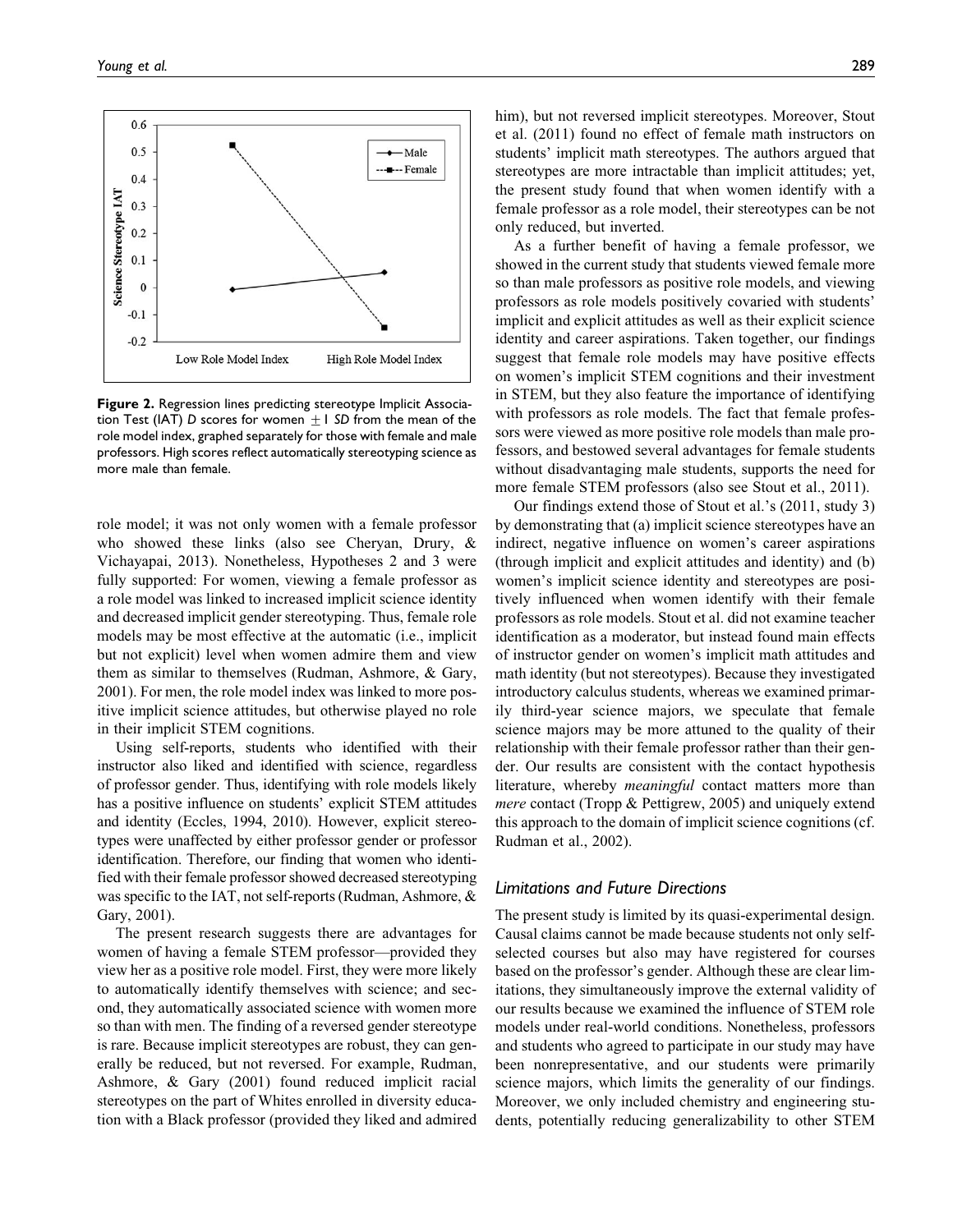**Figure 2.** Regression lines predicting stereotype Implicit Association Test (IAT) *D* scores for women $\pm 1$ *SD* from the mean of the role model index, graphed separately for those with female and male professors. High scores reflect automatically stereotyping science as more male than female.

role model; it was not only women with a female professor who showed these links (also see Cheryan, Drury, & Vichayapai, 2013). Nonetheless, Hypotheses 2 and 3 were fully supported: For women, viewing a female professor as a role model was linked to increased implicit science identity and decreased implicit gender stereotyping. Thus, female role models may be most effective at the automatic (i.e., implicit but not explicit) level when women admire them and view them as similar to themselves (Rudman, Ashmore, & Gary, 2001). For men, the role model index was linked to more positive implicit science attitudes, but otherwise played no role in their implicit STEM cognitions.

Using self-reports, students who identified with their instructor also liked and identified with science, regardless of professor gender. Thus, identifying with role models likely has a positive influence on students' explicit STEM attitudes and identity (Eccles, 1994, 2010). However, explicit stereotypes were unaffected by either professor gender or professor identification. Therefore, our finding that women who identified with their female professor showed decreased stereotyping was specific to the IAT, not self-reports (Rudman, Ashmore, & Gary, 2001).

The present research suggests there are advantages for women of having a female STEM professor—provided they view her as a positive role model. First, they were more likely to automatically identify themselves with science; and second, they automatically associated science with women more so than with men. The finding of a reversed gender stereotype is rare. Because implicit stereotypes are robust, they can generally be reduced, but not reversed. For example, Rudman, Ashmore, & Gary (2001) found reduced implicit racial stereotypes on the part of Whites enrolled in diversity education with a Black professor (provided they liked and admired him), but not reversed implicit stereotypes. Moreover, Stout et al. (2011) found no effect of female math instructors on students' implicit math stereotypes. The authors argued that stereotypes are more intractable than implicit attitudes; yet, the present study found that when women identify with a female professor as a role model, their stereotypes can be not only reduced, but inverted.

As a further benefit of having a female professor, we showed in the current study that students viewed female more so than male professors as positive role models, and viewing professors as role models positively covaried with students' implicit and explicit attitudes as well as their explicit science identity and career aspirations. Taken together, our findings suggest that female role models may have positive effects on women's implicit STEM cognitions and their investment in STEM, but they also feature the importance of identifying with professors as role models. The fact that female professors were viewed as more positive role models than male professors, and bestowed several advantages for female students without disadvantaging male students, supports the need for more female STEM professors (also see Stout et al., 2011).

Our findings extend those of Stout et al.'s (2011, study 3) by demonstrating that (a) implicit science stereotypes have an indirect, negative influence on women's career aspirations (through implicit and explicit attitudes and identity) and (b) women's implicit science identity and stereotypes are positively influenced when women identify with their female professors as role models. Stout et al. did not examine teacher identification as a moderator, but instead found main effects of instructor gender on women's implicit math attitudes and math identity (but not stereotypes). Because they investigated introductory calculus students, whereas we examined primarily third-year science majors, we speculate that female science majors may be more attuned to the quality of their relationship with their female professor rather than their gender. Our results are consistent with the contact hypothesis literature, whereby *meaningful* contact matters more than *mere* contact (Tropp & Pettigrew, 2005) and uniquely extend this approach to the domain of implicit science cognitions (cf. Rudman et al., 2002).

## *Limitations and Future Directions*

The present study is limited by its quasi-experimental design. Causal claims cannot be made because students not only self-selected courses but also may have registered for courses based on the professor's gender. Although these are clear limitations, they simultaneously improve the external validity of our results because we examined the influence of STEM role models under real-world conditions. Nonetheless, professors and students who agreed to participate in our study may have been nonrepresentative, and our students were primarily science majors, which limits the generality of our findings. Moreover, we only included chemistry and engineering students, potentially reducing generalizability to other STEM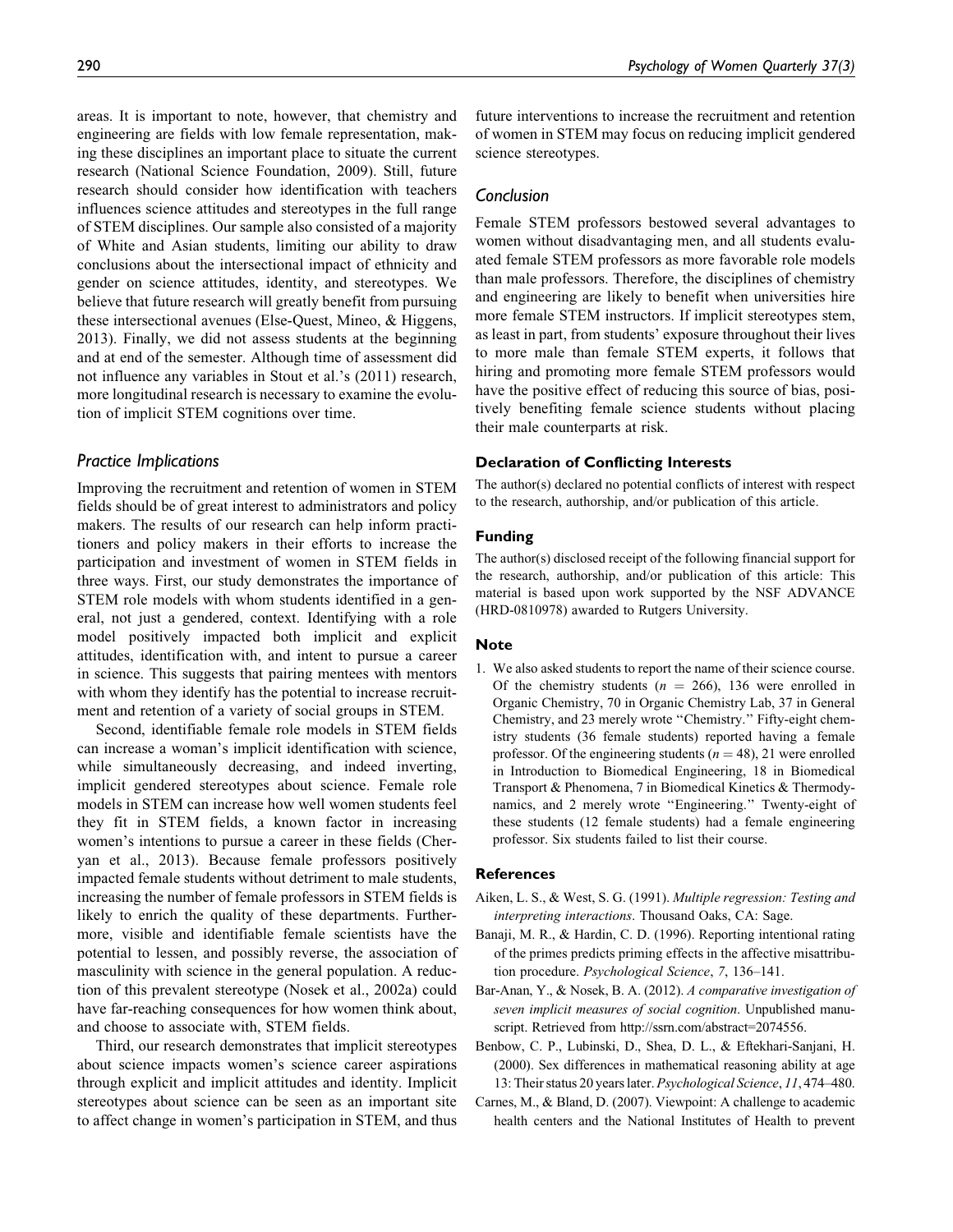areas. It is important to note, however, that chemistry and engineering are fields with low female representation, making these disciplines an important place to situate the current research (National Science Foundation, 2009). Still, future research should consider how identification with teachers influences science attitudes and stereotypes in the full range of STEM disciplines. Our sample also consisted of a majority of White and Asian students, limiting our ability to draw conclusions about the intersectional impact of ethnicity and gender on science attitudes, identity, and stereotypes. We believe that future research will greatly benefit from pursuing these intersectional avenues (Else-Quest, Mineo, & Higgens, 2013). Finally, we did not assess students at the beginning and at end of the semester. Although time of assessment did not influence any variables in Stout et al.'s (2011) research, more longitudinal research is necessary to examine the evolution of implicit STEM cognitions over time.

## Practice Implications

Improving the recruitment and retention of women in STEM fields should be of great interest to administrators and policy makers. The results of our research can help inform practitioners and policy makers in their efforts to increase the participation and investment of women in STEM fields in three ways. First, our study demonstrates the importance of STEM role models with whom students identified in a general, not just a gendered, context. Identifying with a role model positively impacted both implicit and explicit attitudes, identification with, and intent to pursue a career in science. This suggests that pairing mentees with mentors with whom they identify has the potential to increase recruitment and retention of a variety of social groups in STEM.

Second, identifiable female role models in STEM fields can increase a woman's implicit identification with science, while simultaneously decreasing, and indeed inverting, implicit gendered stereotypes about science. Female role models in STEM can increase how well women students feel they fit in STEM fields, a known factor in increasing women's intentions to pursue a career in these fields (Cheryan et al., 2013). Because female professors positively impacted female students without detriment to male students, increasing the number of female professors in STEM fields is likely to enrich the quality of these departments. Furthermore, visible and identifiable female scientists have the potential to lessen, and possibly reverse, the association of masculinity with science in the general population. A reduction of this prevalent stereotype (Nosek et al., 2002a) could have far-reaching consequences for how women think about, and choose to associate with, STEM fields.

Third, our research demonstrates that implicit stereotypes about science impacts women's science career aspirations through explicit and implicit attitudes and identity. Implicit stereotypes about science can be seen as an important site to affect change in women's participation in STEM, and thus future interventions to increase the recruitment and retention of women in STEM may focus on reducing implicit gendered science stereotypes.

## Conclusion

Female STEM professors bestowed several advantages to women without disadvantaging men, and all students evaluated female STEM professors as more favorable role models than male professors. Therefore, the disciplines of chemistry and engineering are likely to benefit when universities hire more female STEM instructors. If implicit stereotypes stem, as least in part, from students' exposure throughout their lives to more male than female STEM experts, it follows that hiring and promoting more female STEM professors would have the positive effect of reducing this source of bias, positively benefiting female science students without placing their male counterparts at risk.

### Declaration of Conflicting Interests

The author(s) declared no potential conflicts of interest with respect to the research, authorship, and/or publication of this article.

### Funding

The author(s) disclosed receipt of the following financial support for the research, authorship, and/or publication of this article: This material is based upon work supported by the NSF ADVANCE (HRD-0810978) awarded to Rutgers University.

### Note

1. We also asked students to report the name of their science course. Of the chemistry students ($n$ = 266), 136 were enrolled in Organic Chemistry, 70 in Organic Chemistry Lab, 37 in General Chemistry, and 23 merely wrote "Chemistry." Fifty-eight chemistry students (36 female students) reported having a female professor. Of the engineering students ($n$ = 48), 21 were enrolled in Introduction to Biomedical Engineering, 18 in Biomedical Transport & Phenomena, 7 in Biomedical Kinetics & Thermodynamics, and 2 merely wrote "Engineering." Twenty-eight of these students (12 female students) had a female engineering professor. Six students failed to list their course.

### References

Aiken, L. S., & West, S. G. (1991). *Multiple regression: Testing and interpreting interactions*. Thousand Oaks, CA: Sage.

Banaji, M. R., & Hardin, C. D. (1996). Reporting intentional rating of the primes predicts priming effects in the affective misattribution procedure. *Psychological Science*, *7*, 136–141.

Bar-Anan, Y., & Nosek, B. A. (2012). *A comparative investigation of seven implicit measures of social cognition*. Unpublished manuscript. Retrieved from http://ssrn.com/abstract=2074556.

Benbow, C. P., Lubinski, D., Shea, D. L., & Eftekhari-Sanjani, H. (2000). Sex differences in mathematical reasoning ability at age 13: Their status 20 years later. *Psychological Science*, *11*, 474–480.

Carnes, M., & Bland, D. (2007). Viewpoint: A challenge to academic health centers and the National Institutes of Health to prevent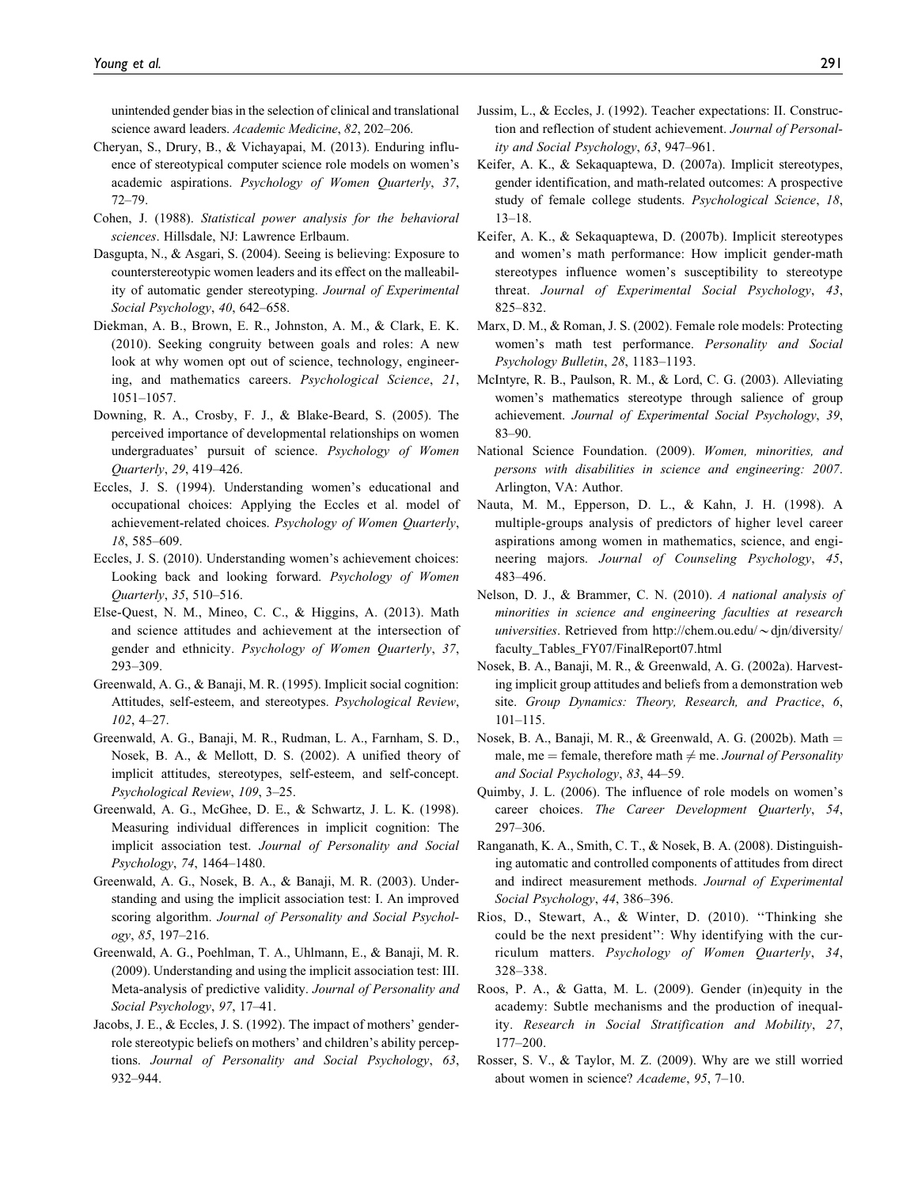unintended gender bias in the selection of clinical and translational science award leaders. *Academic Medicine*, *82*, 202–206.

Cheryan, S., Drury, B., & Vichayapai, M. (2013). Enduring influence of stereotypical computer science role models on women's academic aspirations. *Psychology of Women Quarterly*, *37*, 72–79.

Cohen, J. (1988). *Statistical power analysis for the behavioral sciences*. Hillsdale, NJ: Lawrence Erlbaum.

Dasgupta, N., & Asgari, S. (2004). Seeing is believing: Exposure to counterstereotypic women leaders and its effect on the malleability of automatic gender stereotyping. *Journal of Experimental Social Psychology*, *40*, 642–658.

Diekman, A. B., Brown, E. R., Johnston, A. M., & Clark, E. K. (2010). Seeking congruity between goals and roles: A new look at why women opt out of science, technology, engineering, and mathematics careers. *Psychological Science*, *21*, 1051–1057.

Downing, R. A., Crosby, F. J., & Blake-Beard, S. (2005). The perceived importance of developmental relationships on women undergraduates' pursuit of science. *Psychology of Women Quarterly*, *29*, 419–426.

Eccles, J. S. (1994). Understanding women's educational and occupational choices: Applying the Eccles et al. model of achievement-related choices. *Psychology of Women Quarterly*, *18*, 585–609.

Eccles, J. S. (2010). Understanding women's achievement choices: Looking back and looking forward. *Psychology of Women Quarterly*, *35*, 510–516.

Else-Quest, N. M., Mineo, C. C., & Higgins, A. (2013). Math and science attitudes and achievement at the intersection of gender and ethnicity. *Psychology of Women Quarterly*, *37*, 293–309.

Greenwald, A. G., & Banaji, M. R. (1995). Implicit social cognition: Attitudes, self-esteem, and stereotypes. *Psychological Review*, *102*, 4–27.

Greenwald, A. G., Banaji, M. R., Rudman, L. A., Farnham, S. D., Nosek, B. A., & Mellott, D. S. (2002). A unified theory of implicit attitudes, stereotypes, self-esteem, and self-concept. *Psychological Review*, *109*, 3–25.

Greenwald, A. G., McGhee, D. E., & Schwartz, J. L. K. (1998). Measuring individual differences in implicit cognition: The implicit association test. *Journal of Personality and Social Psychology*, *74*, 1464–1480.

Greenwald, A. G., Nosek, B. A., & Banaji, M. R. (2003). Understanding and using the implicit association test: I. An improved scoring algorithm. *Journal of Personality and Social Psychology*, *85*, 197–216.

Greenwald, A. G., Poehlman, T. A., Uhlmann, E., & Banaji, M. R. (2009). Understanding and using the implicit association test: III. Meta-analysis of predictive validity. *Journal of Personality and Social Psychology*, *97*, 17–41.

Jacobs, J. E., & Eccles, J. S. (1992). The impact of mothers' gender-role stereotypic beliefs on mothers' and children's ability perceptions. *Journal of Personality and Social Psychology*, *63*, 932–944.

Jussim, L., & Eccles, J. (1992). Teacher expectations: II. Construction and reflection of student achievement. *Journal of Personality and Social Psychology*, *63*, 947–961.

Keifer, A. K., & Sekaquaptewa, D. (2007a). Implicit stereotypes, gender identification, and math-related outcomes: A prospective study of female college students. *Psychological Science*, *18*, 13–18.

Keifer, A. K., & Sekaquaptewa, D. (2007b). Implicit stereotypes and women's math performance: How implicit gender-math stereotypes influence women's susceptibility to stereotype threat. *Journal of Experimental Social Psychology*, *43*, 825–832.

Marx, D. M., & Roman, J. S. (2002). Female role models: Protecting women's math test performance. *Personality and Social Psychology Bulletin*, *28*, 1183–1193.

McIntyre, R. B., Paulson, R. M., & Lord, C. G. (2003). Alleviating women's mathematics stereotype through salience of group achievement. *Journal of Experimental Social Psychology*, *39*, 83–90.

National Science Foundation. (2009). *Women, minorities, and persons with disabilities in science and engineering: 2007*. Arlington, VA: Author.

Nauta, M. M., Epperson, D. L., & Kahn, J. H. (1998). A multiple-groups analysis of predictors of higher level career aspirations among women in mathematics, science, and engineering majors. *Journal of Counseling Psychology*, *45*, 483–496.

Nelson, D. J., & Brammer, C. N. (2010). *A national analysis of minorities in science and engineering faculties at research universities*. Retrieved from http://chem.ou.edu/~djn/diversity/faculty_Tables_FY07/FinalReport07.html

Nosek, B. A., Banaji, M. R., & Greenwald, A. G. (2002a). Harvesting implicit group attitudes and beliefs from a demonstration web site. *Group Dynamics: Theory, Research, and Practice*, *6*, 101–115.

Nosek, B. A., Banaji, M. R., & Greenwald, A. G. (2002b). Math = male, me = female, therefore math ≠ me. *Journal of Personality and Social Psychology*, *83*, 44–59.

Quimby, J. L. (2006). The influence of role models on women's career choices. *The Career Development Quarterly*, *54*, 297–306.

Ranganath, K. A., Smith, C. T., & Nosek, B. A. (2008). Distinguishing automatic and controlled components of attitudes from direct and indirect measurement methods. *Journal of Experimental Social Psychology*, *44*, 386–396.

Rios, D., Stewart, A., & Winter, D. (2010). "Thinking she could be the next president": Why identifying with the curriculum matters. *Psychology of Women Quarterly*, *34*, 328–338.

Roos, P. A., & Gatta, M. L. (2009). Gender (in)equity in the academy: Subtle mechanisms and the production of inequality. *Research in Social Stratification and Mobility*, *27*, 177–200.

Rosser, S. V., & Taylor, M. Z. (2009). Why are we still worried about women in science? *Academe*, *95*, 7–10.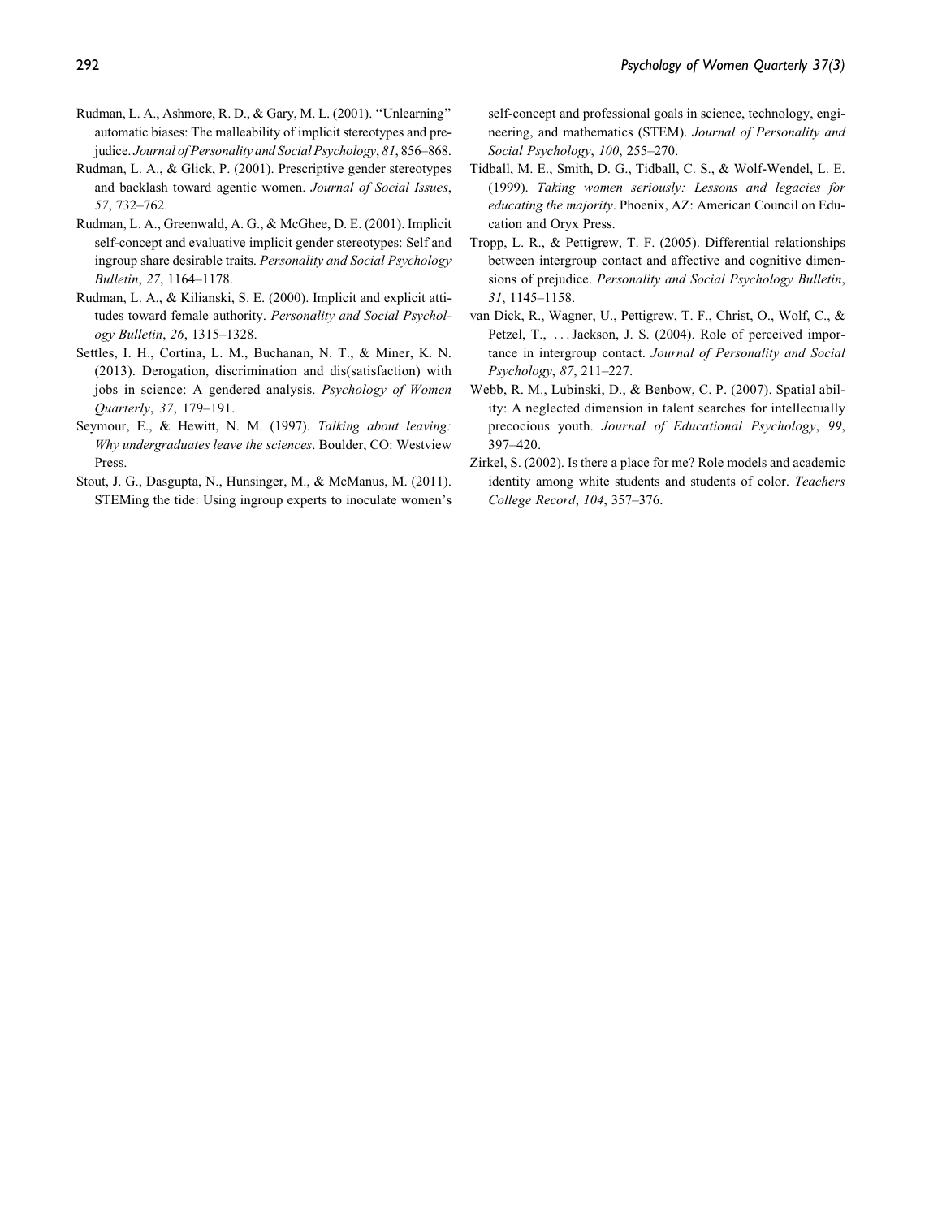Rudman, L. A., Ashmore, R. D., & Gary, M. L. (2001). ''Unlearning'' automatic biases: The malleability of implicit stereotypes and prejudice. *Journal of Personality and Social Psychology*, *81*, 856–868.

Rudman, L. A., & Glick, P. (2001). Prescriptive gender stereotypes and backlash toward agentic women. *Journal of Social Issues*, *57*, 732–762.

Rudman, L. A., Greenwald, A. G., & McGhee, D. E. (2001). Implicit self-concept and evaluative implicit gender stereotypes: Self and ingroup share desirable traits. *Personality and Social Psychology Bulletin*, *27*, 1164–1178.

Rudman, L. A., & Kilianski, S. E. (2000). Implicit and explicit attitudes toward female authority. *Personality and Social Psychology Bulletin*, *26*, 1315–1328.

Settles, I. H., Cortina, L. M., Buchanan, N. T., & Miner, K. N. (2013). Derogation, discrimination and dis(satisfaction) with jobs in science: A gendered analysis. *Psychology of Women Quarterly*, *37*, 179–191.

Seymour, E., & Hewitt, N. M. (1997). *Talking about leaving: Why undergraduates leave the sciences*. Boulder, CO: Westview Press.

Stout, J. G., Dasgupta, N., Hunsinger, M., & McManus, M. (2011). STEMing the tide: Using ingroup experts to inoculate women's self-concept and professional goals in science, technology, engineering, and mathematics (STEM). *Journal of Personality and Social Psychology*, *100*, 255–270.

Tidball, M. E., Smith, D. G., Tidball, C. S., & Wolf-Wendel, L. E. (1999). *Taking women seriously: Lessons and legacies for educating the majority*. Phoenix, AZ: American Council on Education and Oryx Press.

Tropp, L. R., & Pettigrew, T. F. (2005). Differential relationships between intergroup contact and affective and cognitive dimensions of prejudice. *Personality and Social Psychology Bulletin*, *31*, 1145–1158.

van Dick, R., Wagner, U., Pettigrew, T. F., Christ, O., Wolf, C., & Petzel, T., ... Jackson, J. S. (2004). Role of perceived importance in intergroup contact. *Journal of Personality and Social Psychology*, *87*, 211–227.

Webb, R. M., Lubinski, D., & Benbow, C. P. (2007). Spatial ability: A neglected dimension in talent searches for intellectually precocious youth. *Journal of Educational Psychology*, *99*, 397–420.

Zirkel, S. (2002). Is there a place for me? Role models and academic identity among white students and students of color. *Teachers College Record*, *104*, 357–376.